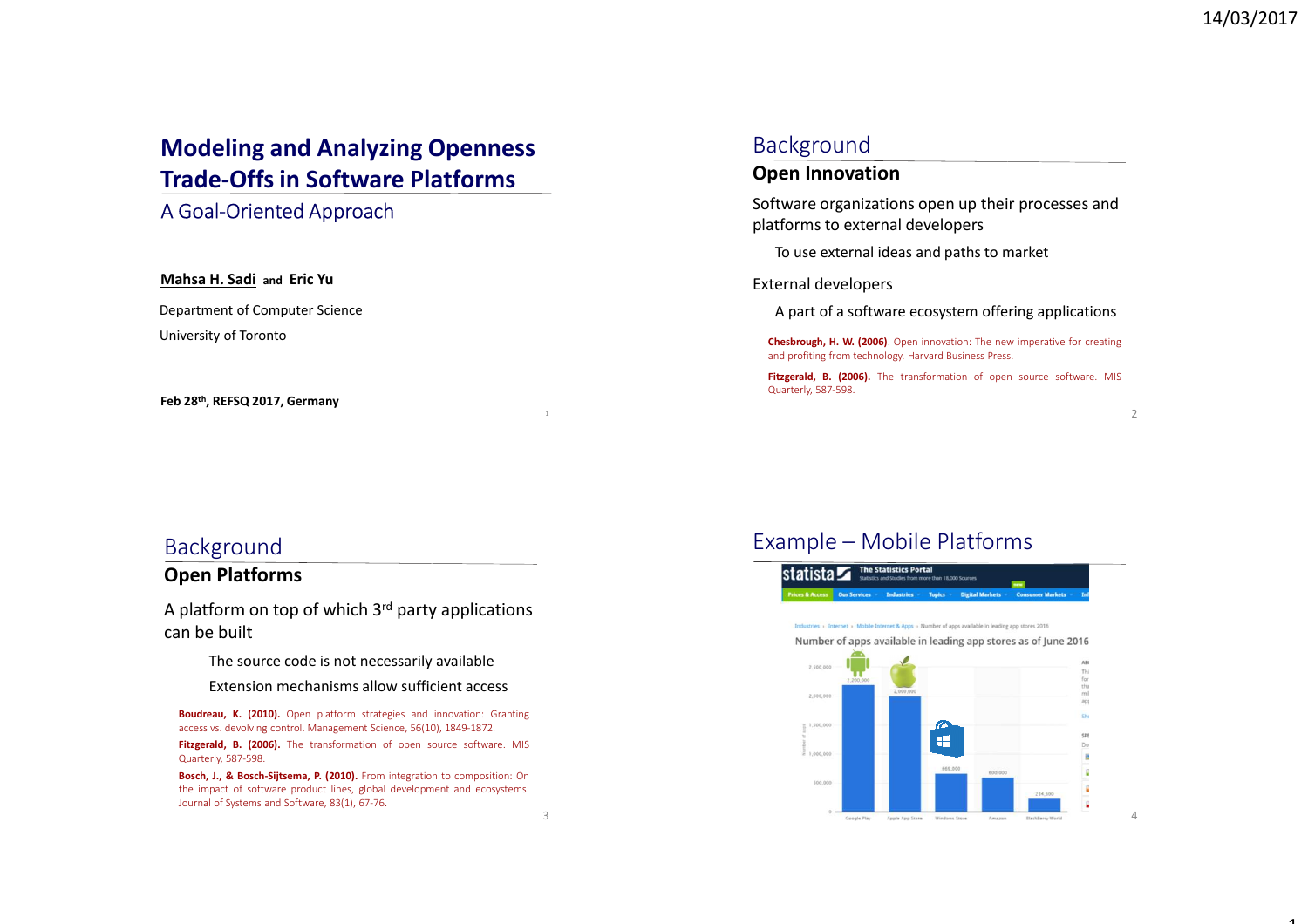# Modeling and Analyzing Openness Trade-Offs in Software Platforms

## A Goal-Oriented Approach

**Mahsa H. Sadi** and **Eric Yu**

Department of Computer Science

University of Toronto

**Feb 28th, REFSQ 2017, Germany**

# Background

## Open Innovation

Software organizations open up their processes and platforms to external developers

- To use external ideas and paths to market

External developers

- A part of a software ecosystem offering applications

**Chesbrough, H. W. (2006)**. Open innovation: The new imperative for creating and profiting from technology. Harvard Business Press.

**Fitzgerald, B. (2006).** The transformation of open source software. MIS Quarterly, 587-598.

# Background

## Open Platforms

A platform on top of which 3rd party applications can be built

- The source code is not necessarily available
- Extension mechanisms allow sufficient access

**Boudreau, K. (2010).** Open platform strategies and innovation: Granting access vs. devolving control. Management Science, 56(10), 1849-1872.

**Fitzgerald, B. (2006).** The transformation of open source software. MIS Quarterly, 587-598.

**Bosch, J., & Bosch-Sijtsema, P. (2010).** From integration to composition: On the impact of software product lines, global development and ecosystems. Journal of Systems and Software, 83(1), 67-76.

# Example – Mobile Platforms

Number of apps available in leading app stores as of June 2016

| App store | Number of apps |
|---|---|
| Google Play | 2,200,000 |
| Apple App Store | 2,000,000 |
| Windows Store | 669,000 |
| Amazon | 600,000 |
| BlackBerry World | 234,500 |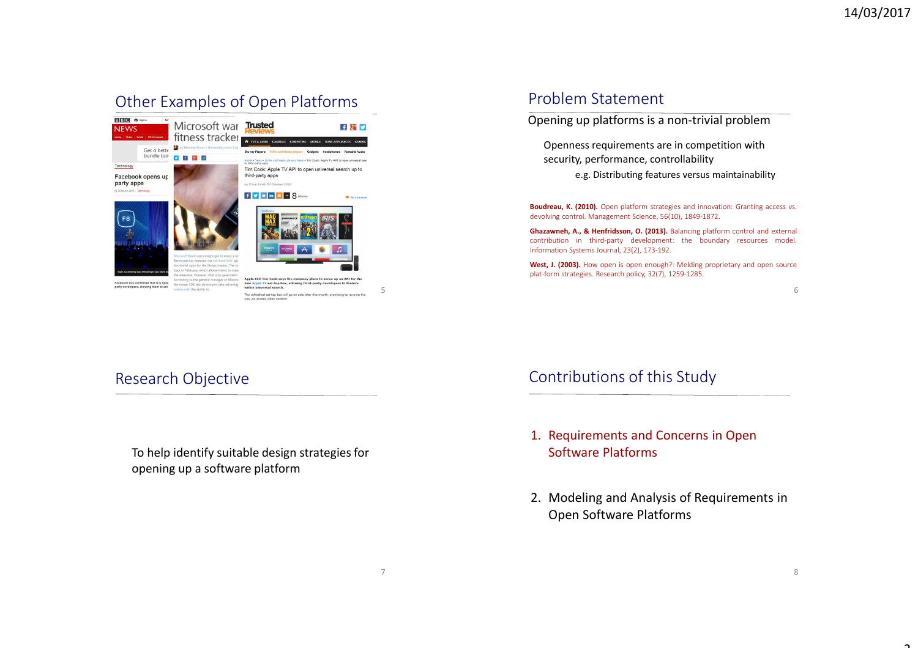## Other Examples of Open Platforms

## Problem Statement

Opening up platforms is a non-trivial problem

Openness requirements are in competition with security, performance, controllability

e.g. Distributing features versus maintainability

**Boudreau, K. (2010).** Open platform strategies and innovation: Granting access vs. devolving control. Management Science, 56(10), 1849-1872.

**Ghazawneh, A., & Henfridsson, O. (2013).** Balancing platform control and external contribution in third-party development: the boundary resources model. Information Systems Journal, 23(2), 173-192.

**West, J. (2003).** How open is open enough?: Melding proprietary and open source plat-form strategies. Research policy, 32(7), 1259-1285.

## Research Objective

To help identify suitable design strategies for opening up a software platform

## Contributions of this Study

1. Requirements and Concerns in Open Software Platforms
2. Modeling and Analysis of Requirements in Open Software Platforms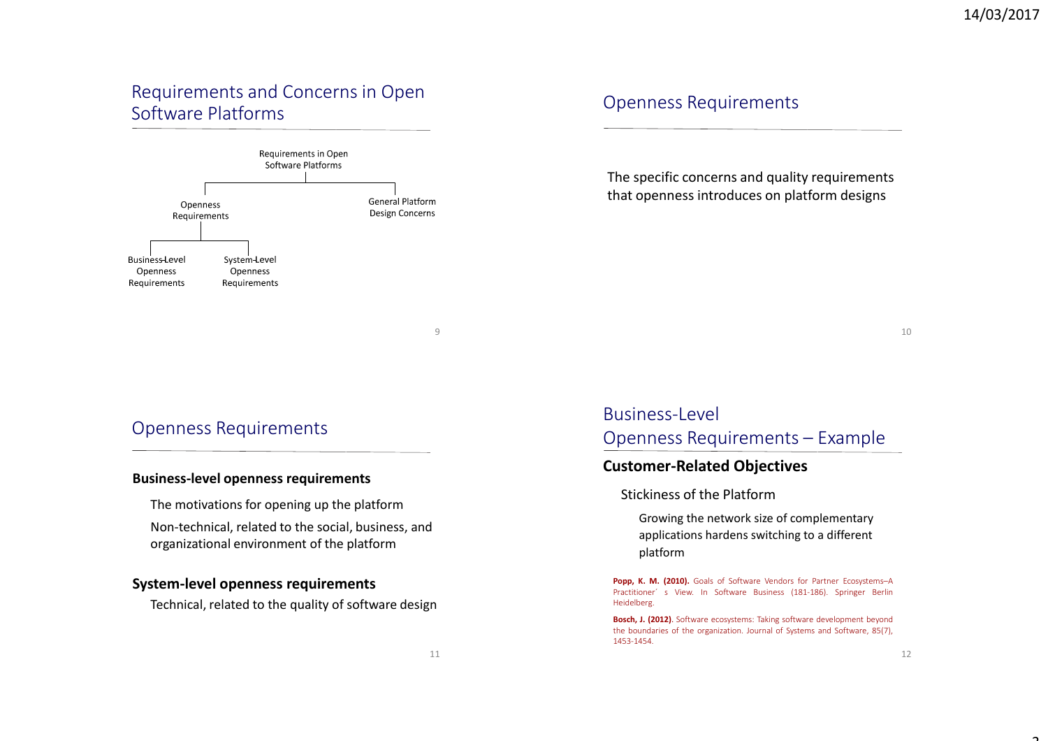## Requirements and Concerns in Open Software Platforms

- Requirements in Open Software Platforms
  - Openness Requirements
    - Business-Level Openness Requirements
    - System-Level Openness Requirements
  - General Platform Design Concerns

## Openness Requirements

The specific concerns and quality requirements that openness introduces on platform designs

## Openness Requirements

**Business-level openness requirements**

The motivations for opening up the platform

Non-technical, related to the social, business, and organizational environment of the platform

**System-level openness requirements**

Technical, related to the quality of software design

## Business-Level Openness Requirements – Example

### Customer-Related Objectives

Stickiness of the Platform

Growing the network size of complementary applications hardens switching to a different platform

**Popp, K. M. (2010).** Goals of Software Vendors for Partner Ecosystems–A Practitioner´ s View. In Software Business (181-186). Springer Berlin Heidelberg.

**Bosch, J. (2012)**. Software ecosystems: Taking software development beyond the boundaries of the organization. Journal of Systems and Software, 85(7), 1453-1454.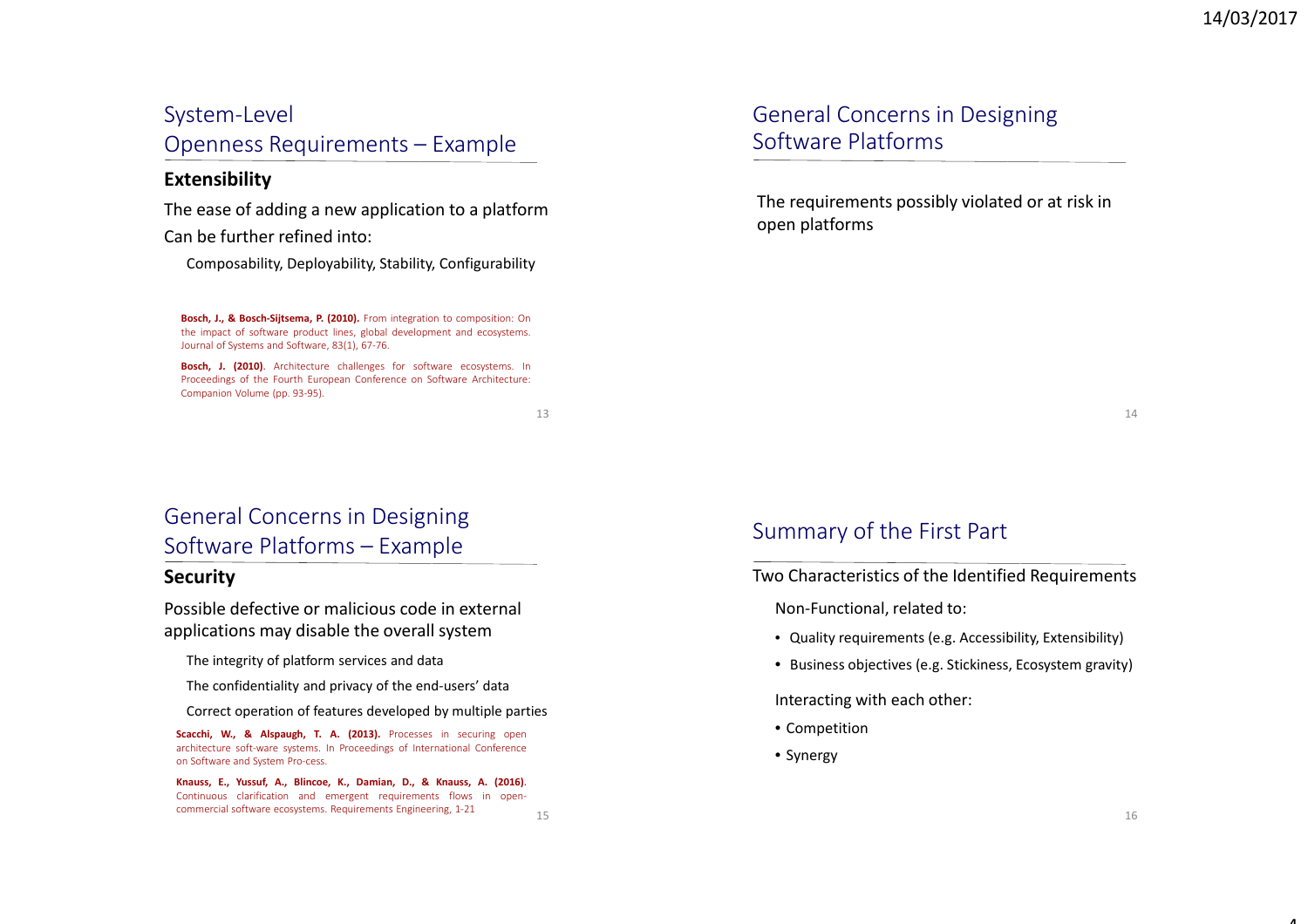## System-Level Openness Requirements – Example

### Extensibility

The ease of adding a new application to a platform

Can be further refined into:

Composability, Deployability, Stability, Configurability

**Bosch, J., & Bosch-Sijtsema, P. (2010).** From integration to composition: On the impact of software product lines, global development and ecosystems. Journal of Systems and Software, 83(1), 67-76.

**Bosch, J. (2010)**. Architecture challenges for software ecosystems. In Proceedings of the Fourth European Conference on Software Architecture: Companion Volume (pp. 93-95).

## General Concerns in Designing Software Platforms

The requirements possibly violated or at risk in open platforms

## General Concerns in Designing Software Platforms – Example

### Security

Possible defective or malicious code in external applications may disable the overall system

The integrity of platform services and data

The confidentiality and privacy of the end-users' data

Correct operation of features developed by multiple parties

**Scacchi, W., & Alspaugh, T. A. (2013).** Processes in securing open architecture soft-ware systems. In Proceedings of International Conference on Software and System Pro-cess.

**Knauss, E., Yussuf, A., Blincoe, K., Damian, D., & Knauss, A. (2016)**. Continuous clarification and emergent requirements flows in open-commercial software ecosystems. Requirements Engineering, 1-21

## Summary of the First Part

Two Characteristics of the Identified Requirements

Non-Functional, related to:

- Quality requirements (e.g. Accessibility, Extensibility)
- Business objectives (e.g. Stickiness, Ecosystem gravity)

Interacting with each other:

- Competition
- Synergy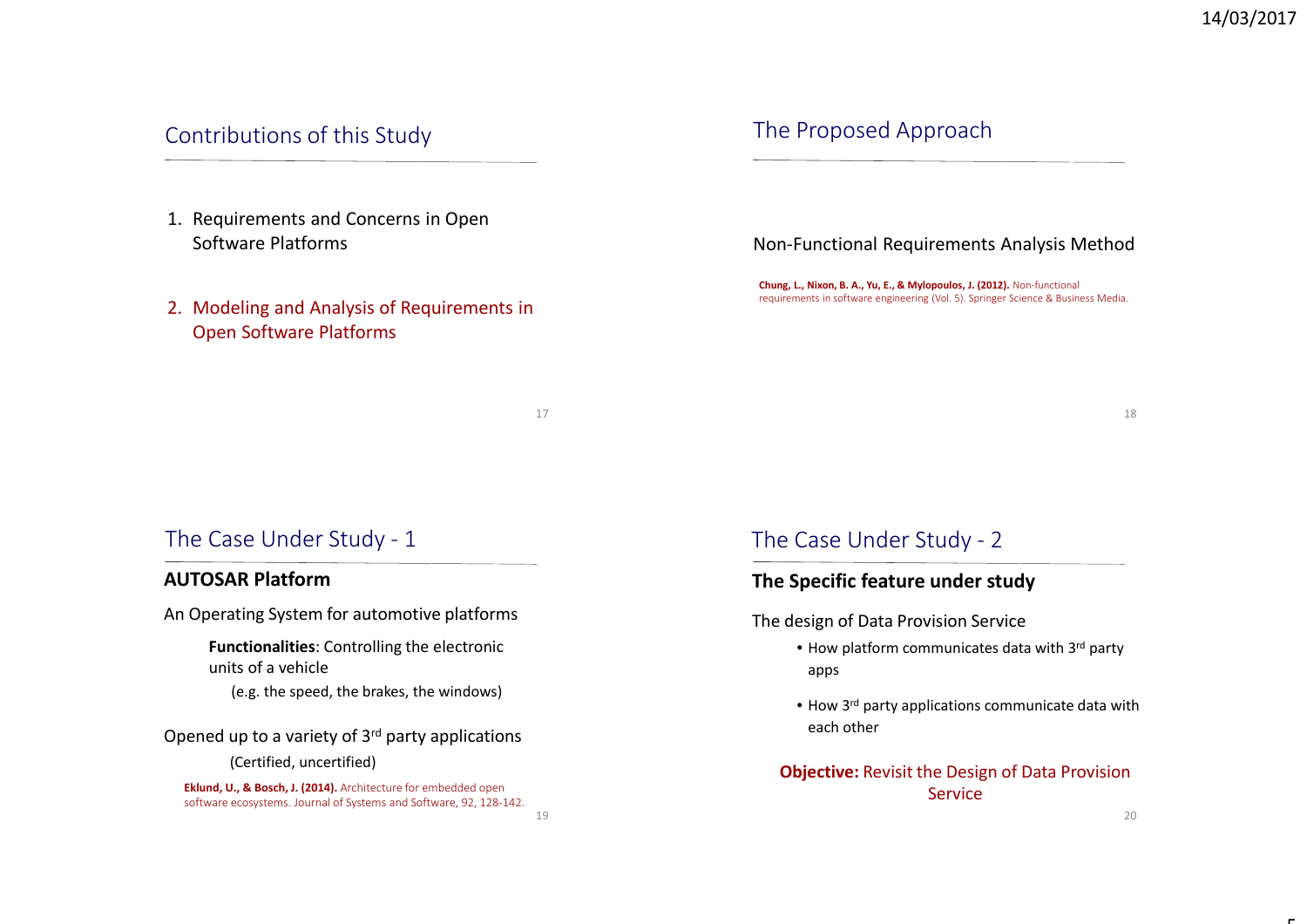## Contributions of this Study

1. Requirements and Concerns in Open Software Platforms

2. Modeling and Analysis of Requirements in Open Software Platforms

## The Proposed Approach

Non-Functional Requirements Analysis Method

**Chung, L., Nixon, B. A., Yu, E., & Mylopoulos, J. (2012).** Non-functional requirements in software engineering (Vol. 5). Springer Science & Business Media.

## The Case Under Study - 1

### AUTOSAR Platform

An Operating System for automotive platforms

**Functionalities**: Controlling the electronic units of a vehicle

(e.g. the speed, the brakes, the windows)

Opened up to a variety of 3rd party applications

(Certified, uncertified)

**Eklund, U., & Bosch, J. (2014).** Architecture for embedded open software ecosystems. Journal of Systems and Software, 92, 128-142.

## The Case Under Study - 2

### The Specific feature under study

The design of Data Provision Service

- How platform communicates data with 3rd party apps
- How 3rd party applications communicate data with each other

**Objective:** Revisit the Design of Data Provision Service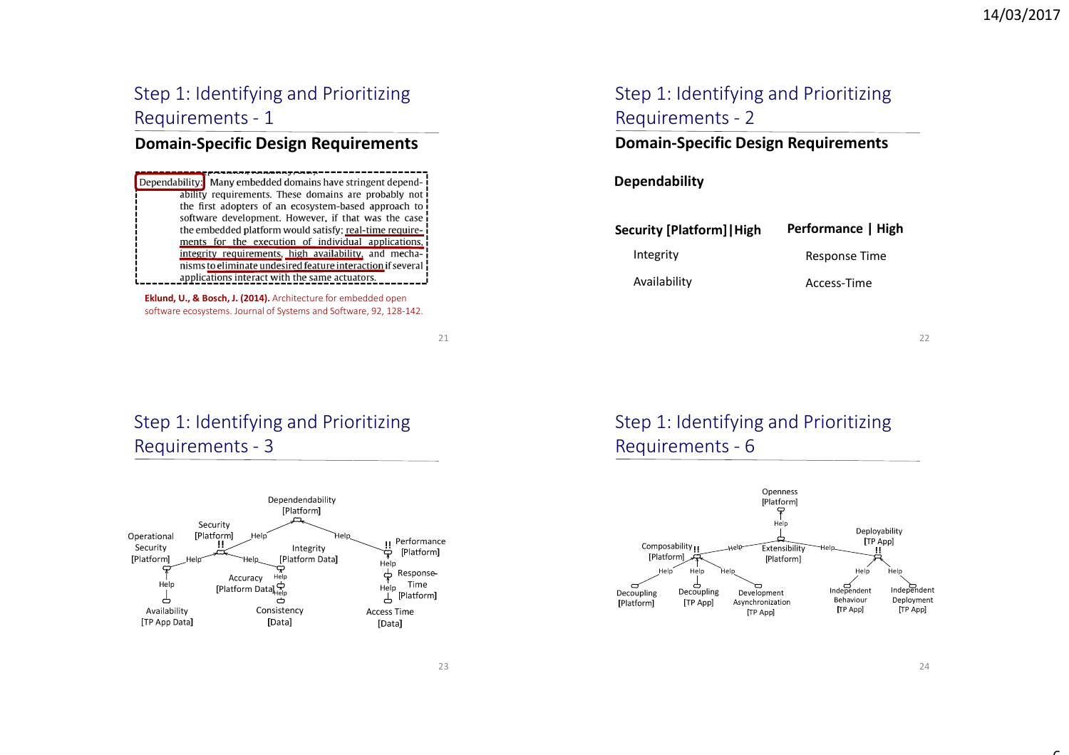## Step 1: Identifying and Prioritizing Requirements - 1

### Domain-Specific Design Requirements

Dependability: Many embedded domains have stringent dependability requirements. These domains are probably not the first adopters of an ecosystem-based approach to software development. However, if that was the case the embedded platform would satisfy: real-time requirements for the execution of individual applications, integrity requirements, high availability, and mechanisms to eliminate undesired feature interaction if several applications interact with the same actuators.

**Eklund, U., & Bosch, J. (2014).** Architecture for embedded open software ecosystems. Journal of Systems and Software, 92, 128-142.

## Step 1: Identifying and Prioritizing Requirements - 2

### Domain-Specific Design Requirements

**Dependability**

| **Security [Platform]\|High** | **Performance \| High** |
| --- | --- |
| Integrity | Response Time |
| Availability | Access-Time |

## Step 1: Identifying and Prioritizing Requirements - 3

Dependendability [Platform]
- Help → Security [Platform] !!
  - Help → Operational Security [Platform]
    - Help → Availability [TP App Data]
  - Help → Integrity [Platform Data]
    - Help → Accuracy [Platform Data]
      - Help → Consistency [Data]
- Help → Performance [Platform] !!
  - Help → Response-Time [Platform]
    - Help → Access Time [Data]

## Step 1: Identifying and Prioritizing Requirements - 6

Openness [Platform]
- Help → Extensibility [Platform]
  - Help → Composability [Platform] !!
    - Help → Decoupling [Platform]
    - Help → Decoupling [TP App]
    - Help → Development Asynchronization [TP App]
  - Help → Deployability [TP App] !!
    - Help → Independent Behaviour [TP App]
    - Help → Independent Deployment [TP App]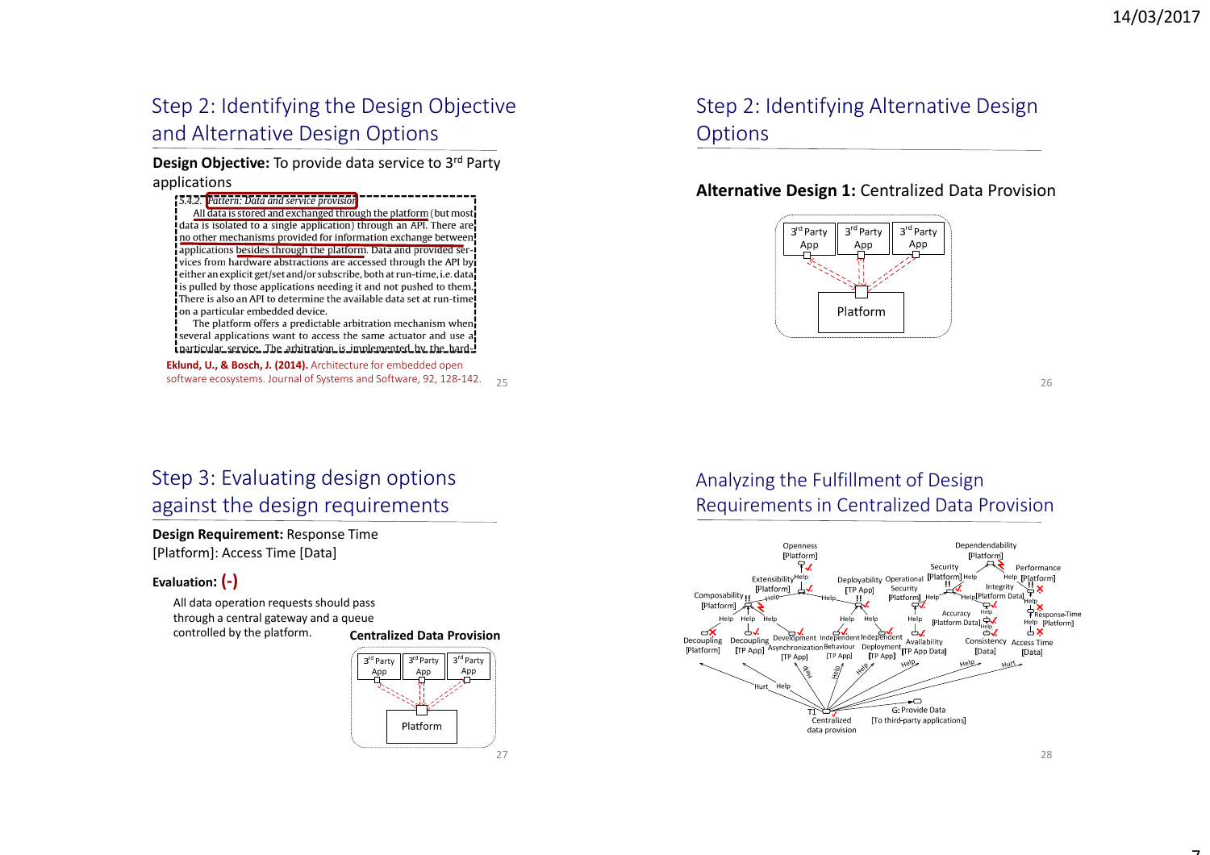## Step 2: Identifying the Design Objective and Alternative Design Options

**Design Objective:** To provide data service to 3rd Party applications

> 5.4.2. *Pattern: Data and service provision*
>
> All data is stored and exchanged through the platform (but most data is isolated to a single application) through an API. There are no other mechanisms provided for information exchange between applications besides through the platform. Data and provided services from hardware abstractions are accessed through the API by either an explicit get/set and/or subscribe, both at run-time, i.e. data is pulled by those applications needing it and not pushed to them. There is also an API to determine the available data set at run-time on a particular embedded device.
>
> The platform offers a predictable arbitration mechanism when several applications want to access the same actuator and use a particular service. The arbitration is implemented by the hard-

**Eklund, U., & Bosch, J. (2014).** Architecture for embedded open software ecosystems. Journal of Systems and Software, 92, 128-142.

## Step 2: Identifying Alternative Design Options

**Alternative Design 1:** Centralized Data Provision

3rd Party App | 3rd Party App | 3rd Party App

Platform

## Step 3: Evaluating design options against the design requirements

**Design Requirement:** Response Time [Platform]: Access Time [Data]

**Evaluation: (-)**

All data operation requests should pass through a central gateway and a queue controlled by the platform.

**Centralized Data Provision**

3rd Party App | 3rd Party App | 3rd Party App

Platform

## Analyzing the Fulfillment of Design Requirements in Centralized Data Provision

Openness [Platform]; Dependendability [Platform]; Security; Performance [Platform]; Extensibility [Platform]; Deployability [TP App]; Operational Security [Platform]; Integrity [Platform Data]; Composability [Platform]; Accuracy [Platform Data]; Response-Time [Platform]; Decoupling [Platform]; Decoupling [TP App]; Development Asynchronization [TP App]; Independent Behaviour [TP App]; Independent Deployment [TP App]; Availability [TP App Data]; Consistency [Data]; Access Time [Data]; Help; Hurt; T1: Centralized data provision; G: Provide Data [To third-party applications]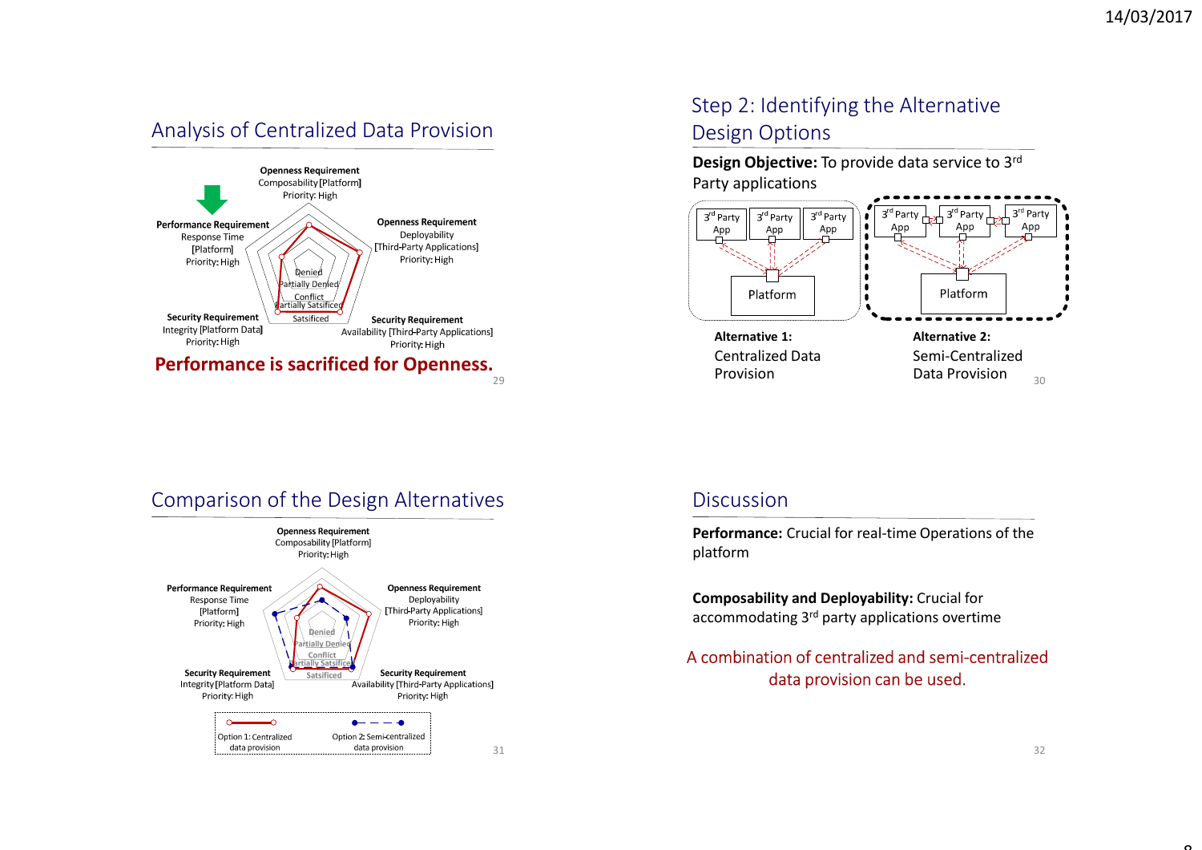## Analysis of Centralized Data Provision

**Openness Requirement**
Composability [Platform]
Priority: High

**Performance Requirement**
Response Time
[Platform]
Priority: High

**Openness Requirement**
Deployability
[Third-Party Applications]
Priority: High

**Security Requirement**
Integrity [Platform Data]
Priority: High

**Security Requirement**
Availability [Third-Party Applications]
Priority: High

Denied
Partially Denied
Conflict
Partially Satsificed
Satsificed

**Performance is sacrificed for Openness.**

## Step 2: Identifying the Alternative Design Options

**Design Objective:** To provide data service to 3rd Party applications

3rd Party App | 3rd Party App | 3rd Party App
Platform

**Alternative 1:**
Centralized Data Provision

3rd Party App | 3rd Party App | 3rd Party App
Platform

**Alternative 2:**
Semi-Centralized Data Provision

## Comparison of the Design Alternatives

**Openness Requirement**
Composability [Platform]
Priority: High

**Performance Requirement**
Response Time
[Platform]
Priority: High

**Openness Requirement**
Deployability
[Third-Party Applications]
Priority: High

**Security Requirement**
Integrity [Platform Data]
Priority: High

**Security Requirement**
Availability [Third-Party Applications]
Priority: High

Denied
Partially Denied
Conflict
Partially Satsificed
Satsificed

Option 1: Centralized data provision
Option 2: Semi-centralized data provision

## Discussion

**Performance:** Crucial for real-time Operations of the platform

**Composability and Deployability:** Crucial for accommodating 3rd party applications overtime

A combination of centralized and semi-centralized data provision can be used.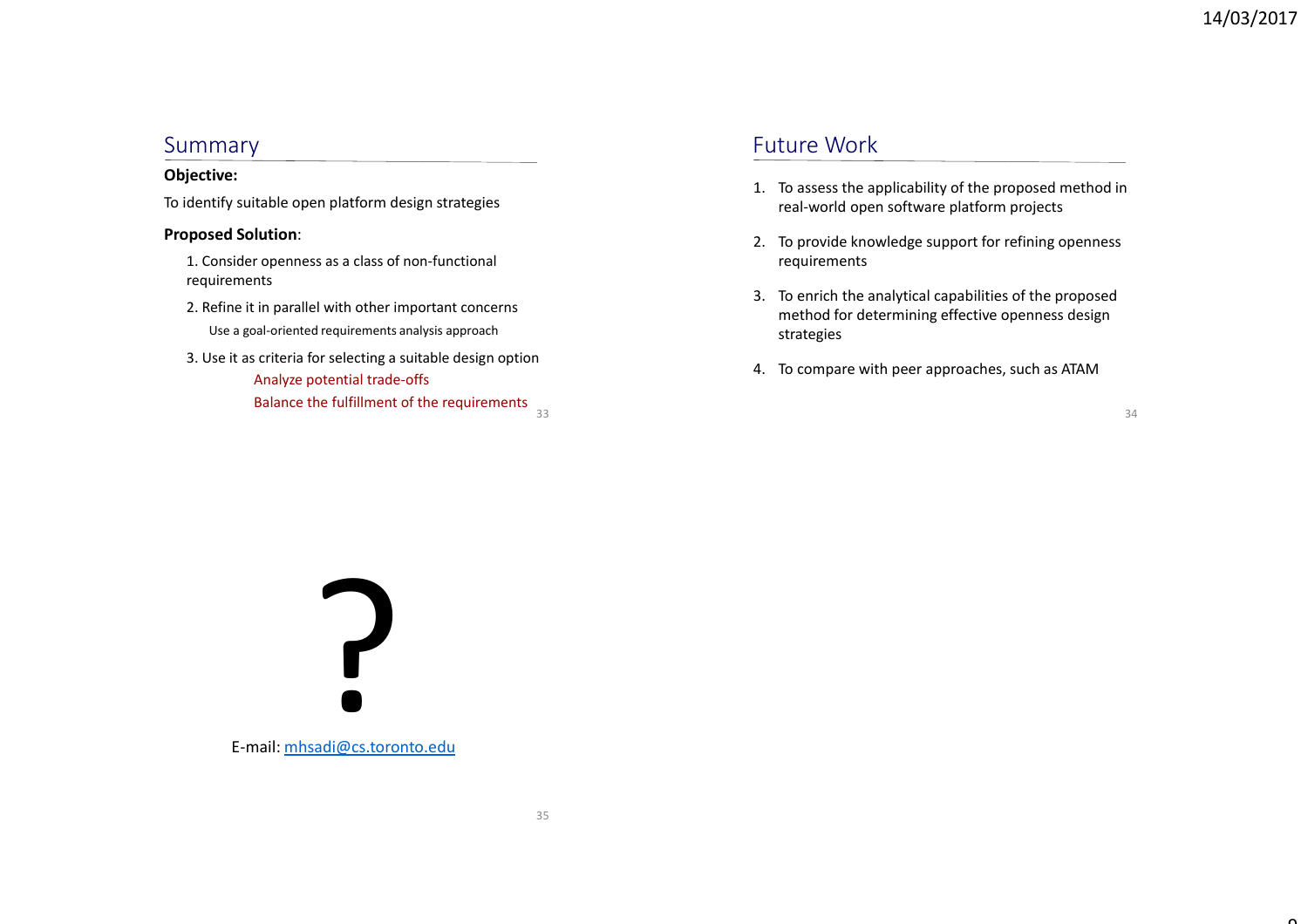## Summary

**Objective:**

To identify suitable open platform design strategies

**Proposed Solution**:

1. Consider openness as a class of non-functional requirements
2. Refine it in parallel with other important concerns
   - Use a goal-oriented requirements analysis approach
3. Use it as criteria for selecting a suitable design option
   - Analyze potential trade-offs
   - Balance the fulfillment of the requirements

## Future Work

1. To assess the applicability of the proposed method in real-world open software platform projects
2. To provide knowledge support for refining openness requirements
3. To enrich the analytical capabilities of the proposed method for determining effective openness design strategies
4. To compare with peer approaches, such as ATAM

?

E-mail: mhsadi@cs.toronto.edu